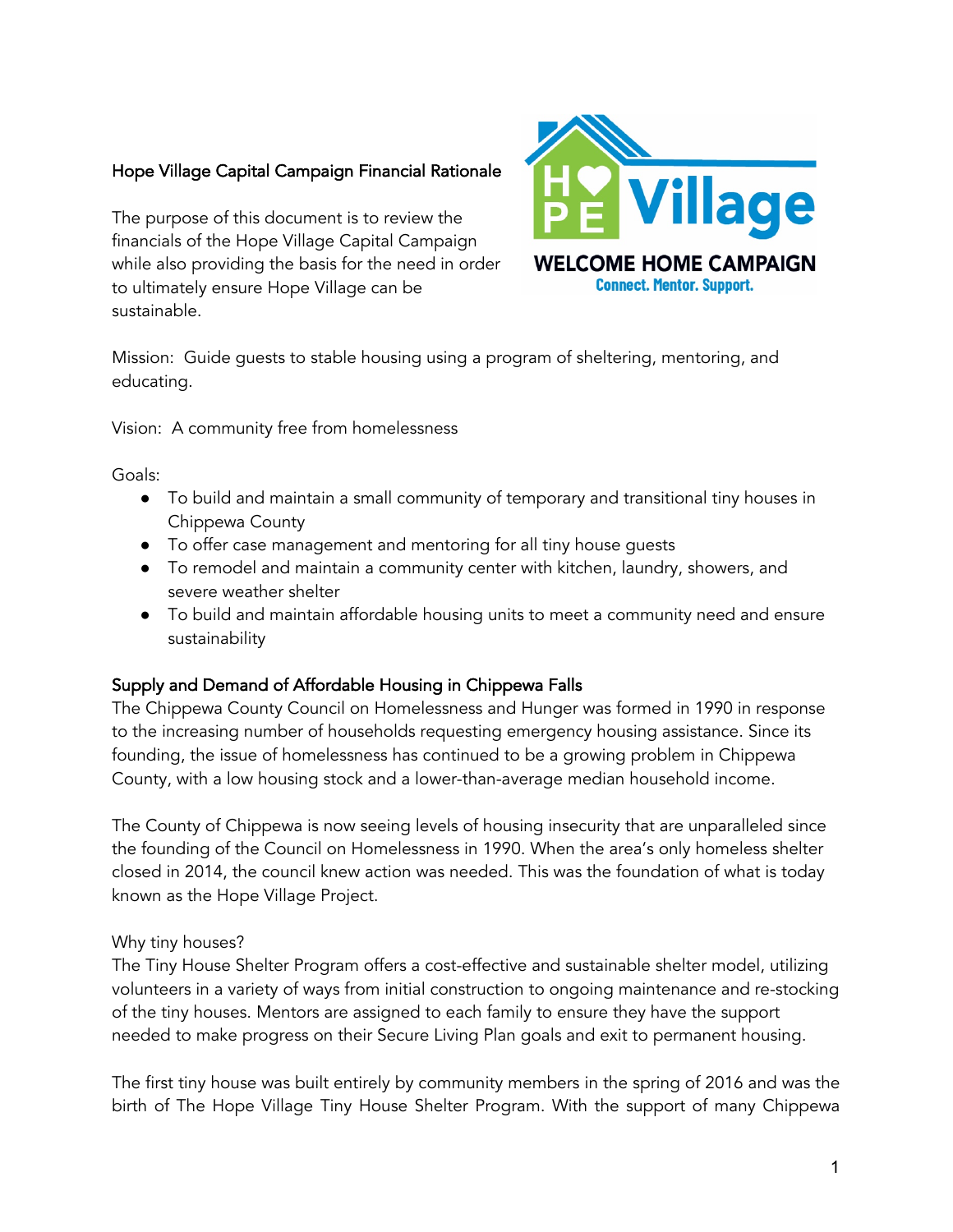# Hope Village Capital Campaign Financial Rationale

The purpose of this document is to review the financials of the Hope Village Capital Campaign while also providing the basis for the need in order to ultimately ensure Hope Village can be sustainable.

HOPE Village
WELCOME HOME CAMPAIGN
Connect. Mentor. Support.

Mission: Guide guests to stable housing using a program of sheltering, mentoring, and educating.

Vision: A community free from homelessness

Goals:

- To build and maintain a small community of temporary and transitional tiny houses in Chippewa County
- To offer case management and mentoring for all tiny house guests
- To remodel and maintain a community center with kitchen, laundry, showers, and severe weather shelter
- To build and maintain affordable housing units to meet a community need and ensure sustainability

## Supply and Demand of Affordable Housing in Chippewa Falls

The Chippewa County Council on Homelessness and Hunger was formed in 1990 in response to the increasing number of households requesting emergency housing assistance. Since its founding, the issue of homelessness has continued to be a growing problem in Chippewa County, with a low housing stock and a lower-than-average median household income.

The County of Chippewa is now seeing levels of housing insecurity that are unparalleled since the founding of the Council on Homelessness in 1990. When the area's only homeless shelter closed in 2014, the council knew action was needed. This was the foundation of what is today known as the Hope Village Project.

### Why tiny houses?

The Tiny House Shelter Program offers a cost-effective and sustainable shelter model, utilizing volunteers in a variety of ways from initial construction to ongoing maintenance and re-stocking of the tiny houses. Mentors are assigned to each family to ensure they have the support needed to make progress on their Secure Living Plan goals and exit to permanent housing.

The first tiny house was built entirely by community members in the spring of 2016 and was the birth of The Hope Village Tiny House Shelter Program. With the support of many Chippewa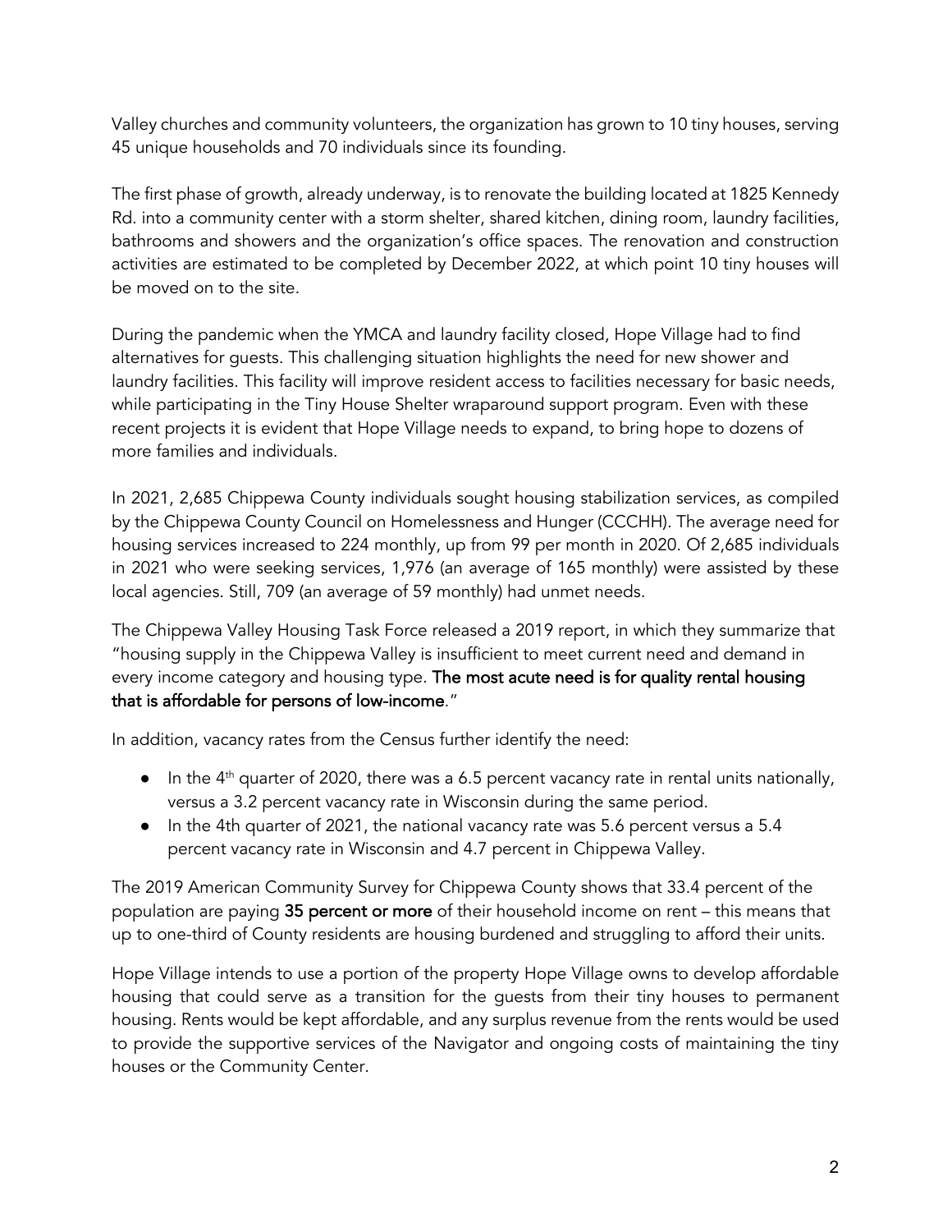Valley churches and community volunteers, the organization has grown to 10 tiny houses, serving 45 unique households and 70 individuals since its founding.

The first phase of growth, already underway, is to renovate the building located at 1825 Kennedy Rd. into a community center with a storm shelter, shared kitchen, dining room, laundry facilities, bathrooms and showers and the organization's office spaces. The renovation and construction activities are estimated to be completed by December 2022, at which point 10 tiny houses will be moved on to the site.

During the pandemic when the YMCA and laundry facility closed, Hope Village had to find alternatives for guests. This challenging situation highlights the need for new shower and laundry facilities. This facility will improve resident access to facilities necessary for basic needs, while participating in the Tiny House Shelter wraparound support program. Even with these recent projects it is evident that Hope Village needs to expand, to bring hope to dozens of more families and individuals.

In 2021, 2,685 Chippewa County individuals sought housing stabilization services, as compiled by the Chippewa County Council on Homelessness and Hunger (CCCHH). The average need for housing services increased to 224 monthly, up from 99 per month in 2020. Of 2,685 individuals in 2021 who were seeking services, 1,976 (an average of 165 monthly) were assisted by these local agencies. Still, 709 (an average of 59 monthly) had unmet needs.

The Chippewa Valley Housing Task Force released a 2019 report, in which they summarize that "housing supply in the Chippewa Valley is insufficient to meet current need and demand in every income category and housing type. **The most acute need is for quality rental housing that is affordable for persons of low-income**."

In addition, vacancy rates from the Census further identify the need:

- In the 4th quarter of 2020, there was a 6.5 percent vacancy rate in rental units nationally, versus a 3.2 percent vacancy rate in Wisconsin during the same period.
- In the 4th quarter of 2021, the national vacancy rate was 5.6 percent versus a 5.4 percent vacancy rate in Wisconsin and 4.7 percent in Chippewa Valley.

The 2019 American Community Survey for Chippewa County shows that 33.4 percent of the population are paying **35 percent or more** of their household income on rent – this means that up to one-third of County residents are housing burdened and struggling to afford their units.

Hope Village intends to use a portion of the property Hope Village owns to develop affordable housing that could serve as a transition for the guests from their tiny houses to permanent housing. Rents would be kept affordable, and any surplus revenue from the rents would be used to provide the supportive services of the Navigator and ongoing costs of maintaining the tiny houses or the Community Center.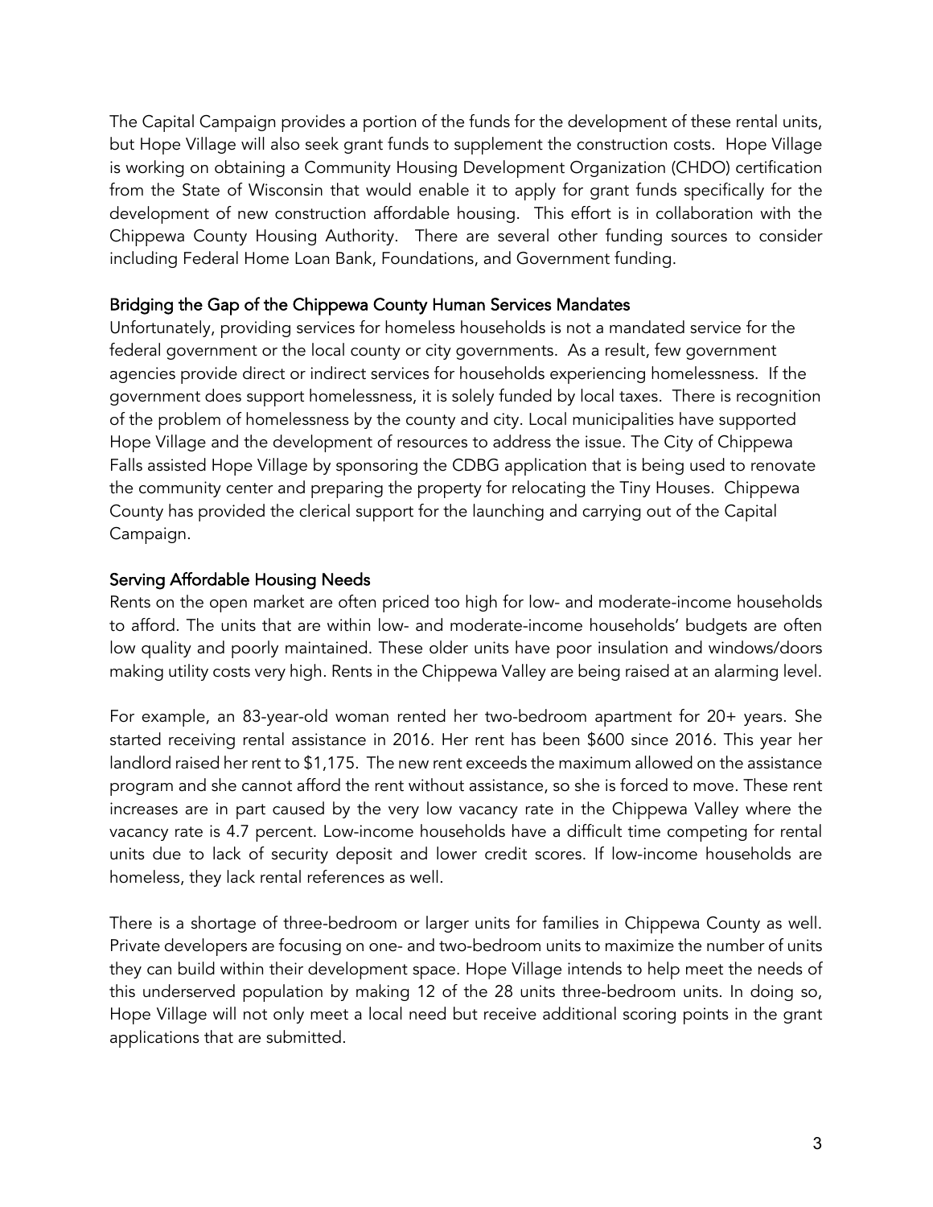The Capital Campaign provides a portion of the funds for the development of these rental units, but Hope Village will also seek grant funds to supplement the construction costs. Hope Village is working on obtaining a Community Housing Development Organization (CHDO) certification from the State of Wisconsin that would enable it to apply for grant funds specifically for the development of new construction affordable housing. This effort is in collaboration with the Chippewa County Housing Authority. There are several other funding sources to consider including Federal Home Loan Bank, Foundations, and Government funding.

## Bridging the Gap of the Chippewa County Human Services Mandates

Unfortunately, providing services for homeless households is not a mandated service for the federal government or the local county or city governments. As a result, few government agencies provide direct or indirect services for households experiencing homelessness. If the government does support homelessness, it is solely funded by local taxes. There is recognition of the problem of homelessness by the county and city. Local municipalities have supported Hope Village and the development of resources to address the issue. The City of Chippewa Falls assisted Hope Village by sponsoring the CDBG application that is being used to renovate the community center and preparing the property for relocating the Tiny Houses. Chippewa County has provided the clerical support for the launching and carrying out of the Capital Campaign.

## Serving Affordable Housing Needs

Rents on the open market are often priced too high for low- and moderate-income households to afford. The units that are within low- and moderate-income households' budgets are often low quality and poorly maintained. These older units have poor insulation and windows/doors making utility costs very high. Rents in the Chippewa Valley are being raised at an alarming level.

For example, an 83-year-old woman rented her two-bedroom apartment for 20+ years. She started receiving rental assistance in 2016. Her rent has been $600 since 2016. This year her landlord raised her rent to $1,175. The new rent exceeds the maximum allowed on the assistance program and she cannot afford the rent without assistance, so she is forced to move. These rent increases are in part caused by the very low vacancy rate in the Chippewa Valley where the vacancy rate is 4.7 percent. Low-income households have a difficult time competing for rental units due to lack of security deposit and lower credit scores. If low-income households are homeless, they lack rental references as well.

There is a shortage of three-bedroom or larger units for families in Chippewa County as well. Private developers are focusing on one- and two-bedroom units to maximize the number of units they can build within their development space. Hope Village intends to help meet the needs of this underserved population by making 12 of the 28 units three-bedroom units. In doing so, Hope Village will not only meet a local need but receive additional scoring points in the grant applications that are submitted.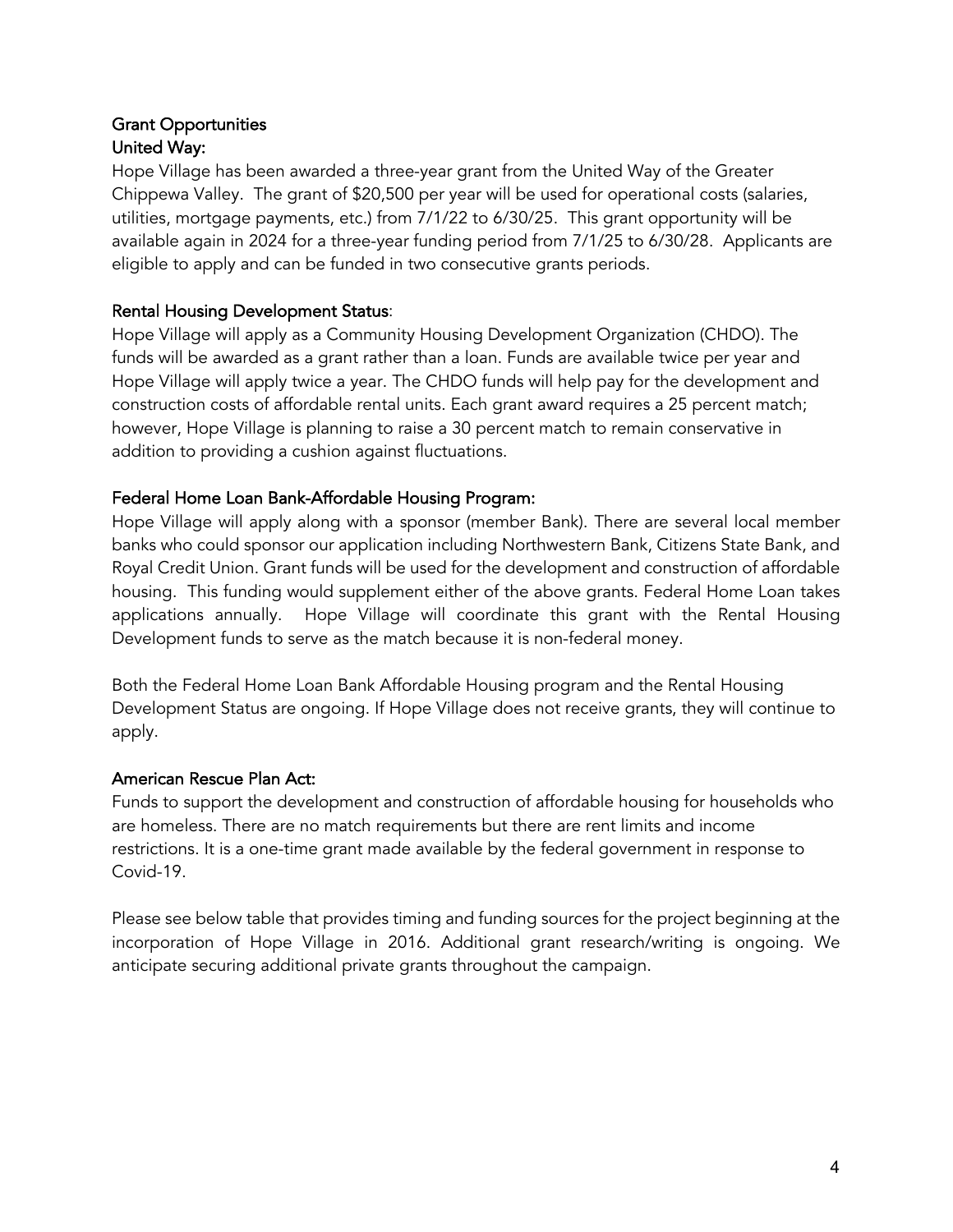## Grant Opportunities

### United Way:

Hope Village has been awarded a three-year grant from the United Way of the Greater Chippewa Valley. The grant of $20,500 per year will be used for operational costs (salaries, utilities, mortgage payments, etc.) from 7/1/22 to 6/30/25. This grant opportunity will be available again in 2024 for a three-year funding period from 7/1/25 to 6/30/28. Applicants are eligible to apply and can be funded in two consecutive grants periods.

### Rental Housing Development Status:

Hope Village will apply as a Community Housing Development Organization (CHDO). The funds will be awarded as a grant rather than a loan. Funds are available twice per year and Hope Village will apply twice a year. The CHDO funds will help pay for the development and construction costs of affordable rental units. Each grant award requires a 25 percent match; however, Hope Village is planning to raise a 30 percent match to remain conservative in addition to providing a cushion against fluctuations.

### Federal Home Loan Bank-Affordable Housing Program:

Hope Village will apply along with a sponsor (member Bank). There are several local member banks who could sponsor our application including Northwestern Bank, Citizens State Bank, and Royal Credit Union. Grant funds will be used for the development and construction of affordable housing. This funding would supplement either of the above grants. Federal Home Loan takes applications annually. Hope Village will coordinate this grant with the Rental Housing Development funds to serve as the match because it is non-federal money.

Both the Federal Home Loan Bank Affordable Housing program and the Rental Housing Development Status are ongoing. If Hope Village does not receive grants, they will continue to apply.

### American Rescue Plan Act:

Funds to support the development and construction of affordable housing for households who are homeless. There are no match requirements but there are rent limits and income restrictions. It is a one-time grant made available by the federal government in response to Covid-19.

Please see below table that provides timing and funding sources for the project beginning at the incorporation of Hope Village in 2016. Additional grant research/writing is ongoing. We anticipate securing additional private grants throughout the campaign.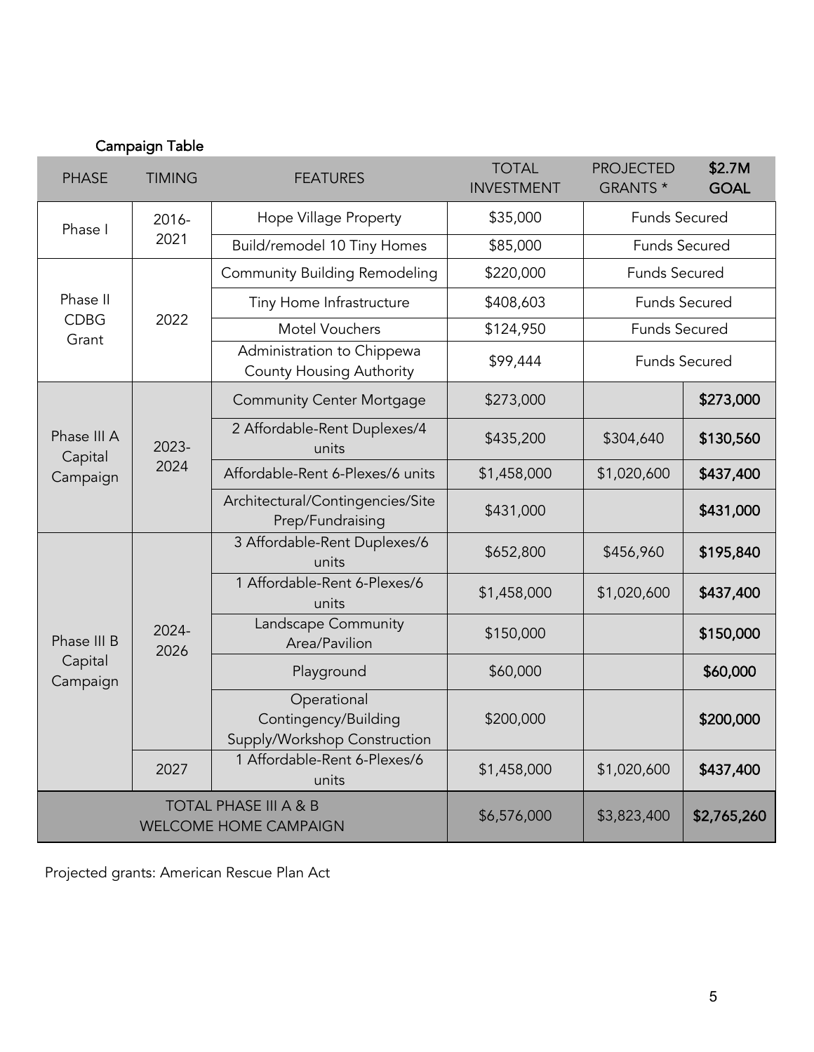Campaign Table

| PHASE | TIMING | FEATURES | TOTAL INVESTMENT | PROJECTED GRANTS * | $2.7M GOAL |
|---|---|---|---|---|---|
| Phase I | 2016-2021 | Hope Village Property | $35,000 | Funds Secured | |
| | | Build/remodel 10 Tiny Homes | $85,000 | Funds Secured | |
| Phase II CDBG Grant | 2022 | Community Building Remodeling | $220,000 | Funds Secured | |
| | | Tiny Home Infrastructure | $408,603 | Funds Secured | |
| | | Motel Vouchers | $124,950 | Funds Secured | |
| | | Administration to Chippewa County Housing Authority | $99,444 | Funds Secured | |
| Phase III A Capital Campaign | 2023-2024 | Community Center Mortgage | $273,000 | | **$273,000** |
| | | 2 Affordable-Rent Duplexes/4 units | $435,200 | $304,640 | **$130,560** |
| | | Affordable-Rent 6-Plexes/6 units | $1,458,000 | $1,020,600 | **$437,400** |
| | | Architectural/Contingencies/Site Prep/Fundraising | $431,000 | | **$431,000** |
| Phase III B Capital Campaign | 2024-2026 | 3 Affordable-Rent Duplexes/6 units | $652,800 | $456,960 | **$195,840** |
| | | 1 Affordable-Rent 6-Plexes/6 units | $1,458,000 | $1,020,600 | **$437,400** |
| | | Landscape Community Area/Pavilion | $150,000 | | **$150,000** |
| | | Playground | $60,000 | | **$60,000** |
| | | Operational Contingency/Building Supply/Workshop Construction | $200,000 | | **$200,000** |
| | 2027 | 1 Affordable-Rent 6-Plexes/6 units | $1,458,000 | $1,020,600 | **$437,400** |
| TOTAL PHASE III A & B WELCOME HOME CAMPAIGN | | | $6,576,000 | $3,823,400 | **$2,765,260** |

Projected grants: American Rescue Plan Act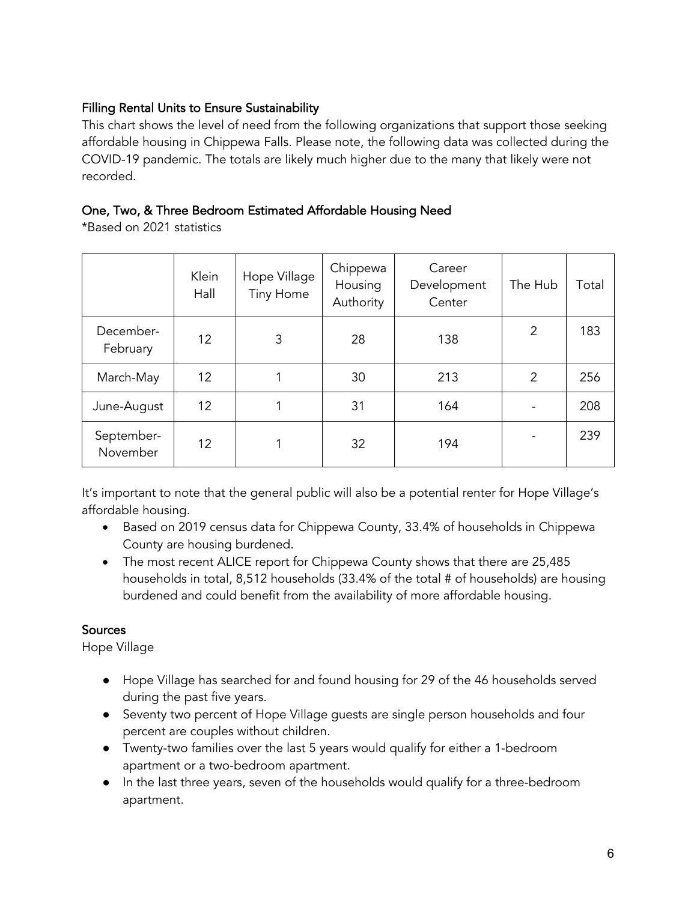### Filling Rental Units to Ensure Sustainability

This chart shows the level of need from the following organizations that support those seeking affordable housing in Chippewa Falls. Please note, the following data was collected during the COVID-19 pandemic. The totals are likely much higher due to the many that likely were not recorded.

### One, Two, & Three Bedroom Estimated Affordable Housing Need

*Based on 2021 statistics

| | Klein Hall | Hope Village Tiny Home | Chippewa Housing Authority | Career Development Center | The Hub | Total |
|---|---|---|---|---|---|---|
| December-February | 12 | 3 | 28 | 138 | 2 | 183 |
| March-May | 12 | 1 | 30 | 213 | 2 | 256 |
| June-August | 12 | 1 | 31 | 164 | - | 208 |
| September-November | 12 | 1 | 32 | 194 | - | 239 |

It's important to note that the general public will also be a potential renter for Hope Village's affordable housing.

- Based on 2019 census data for Chippewa County, 33.4% of households in Chippewa County are housing burdened.
- The most recent ALICE report for Chippewa County shows that there are 25,485 households in total, 8,512 households (33.4% of the total # of households) are housing burdened and could benefit from the availability of more affordable housing.

### Sources

Hope Village

- Hope Village has searched for and found housing for 29 of the 46 households served during the past five years.
- Seventy two percent of Hope Village guests are single person households and four percent are couples without children.
- Twenty-two families over the last 5 years would qualify for either a 1-bedroom apartment or a two-bedroom apartment.
- In the last three years, seven of the households would qualify for a three-bedroom apartment.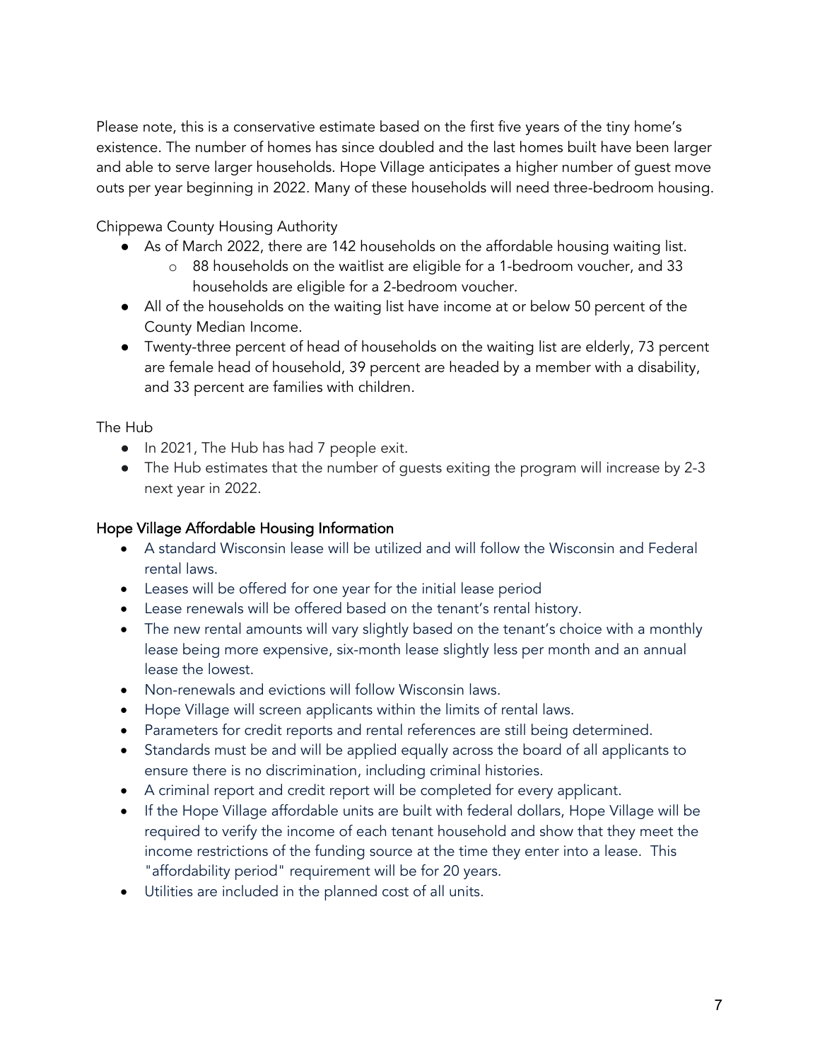Please note, this is a conservative estimate based on the first five years of the tiny home's existence. The number of homes has since doubled and the last homes built have been larger and able to serve larger households. Hope Village anticipates a higher number of guest move outs per year beginning in 2022. Many of these households will need three-bedroom housing.

Chippewa County Housing Authority

- As of March 2022, there are 142 households on the affordable housing waiting list.
  - 88 households on the waitlist are eligible for a 1-bedroom voucher, and 33 households are eligible for a 2-bedroom voucher.
- All of the households on the waiting list have income at or below 50 percent of the County Median Income.
- Twenty-three percent of head of households on the waiting list are elderly, 73 percent are female head of household, 39 percent are headed by a member with a disability, and 33 percent are families with children.

The Hub

- In 2021, The Hub has had 7 people exit.
- The Hub estimates that the number of guests exiting the program will increase by 2-3 next year in 2022.

## Hope Village Affordable Housing Information

- A standard Wisconsin lease will be utilized and will follow the Wisconsin and Federal rental laws.
- Leases will be offered for one year for the initial lease period
- Lease renewals will be offered based on the tenant's rental history.
- The new rental amounts will vary slightly based on the tenant's choice with a monthly lease being more expensive, six-month lease slightly less per month and an annual lease the lowest.
- Non-renewals and evictions will follow Wisconsin laws.
- Hope Village will screen applicants within the limits of rental laws.
- Parameters for credit reports and rental references are still being determined.
- Standards must be and will be applied equally across the board of all applicants to ensure there is no discrimination, including criminal histories.
- A criminal report and credit report will be completed for every applicant.
- If the Hope Village affordable units are built with federal dollars, Hope Village will be required to verify the income of each tenant household and show that they meet the income restrictions of the funding source at the time they enter into a lease. This "affordability period" requirement will be for 20 years.
- Utilities are included in the planned cost of all units.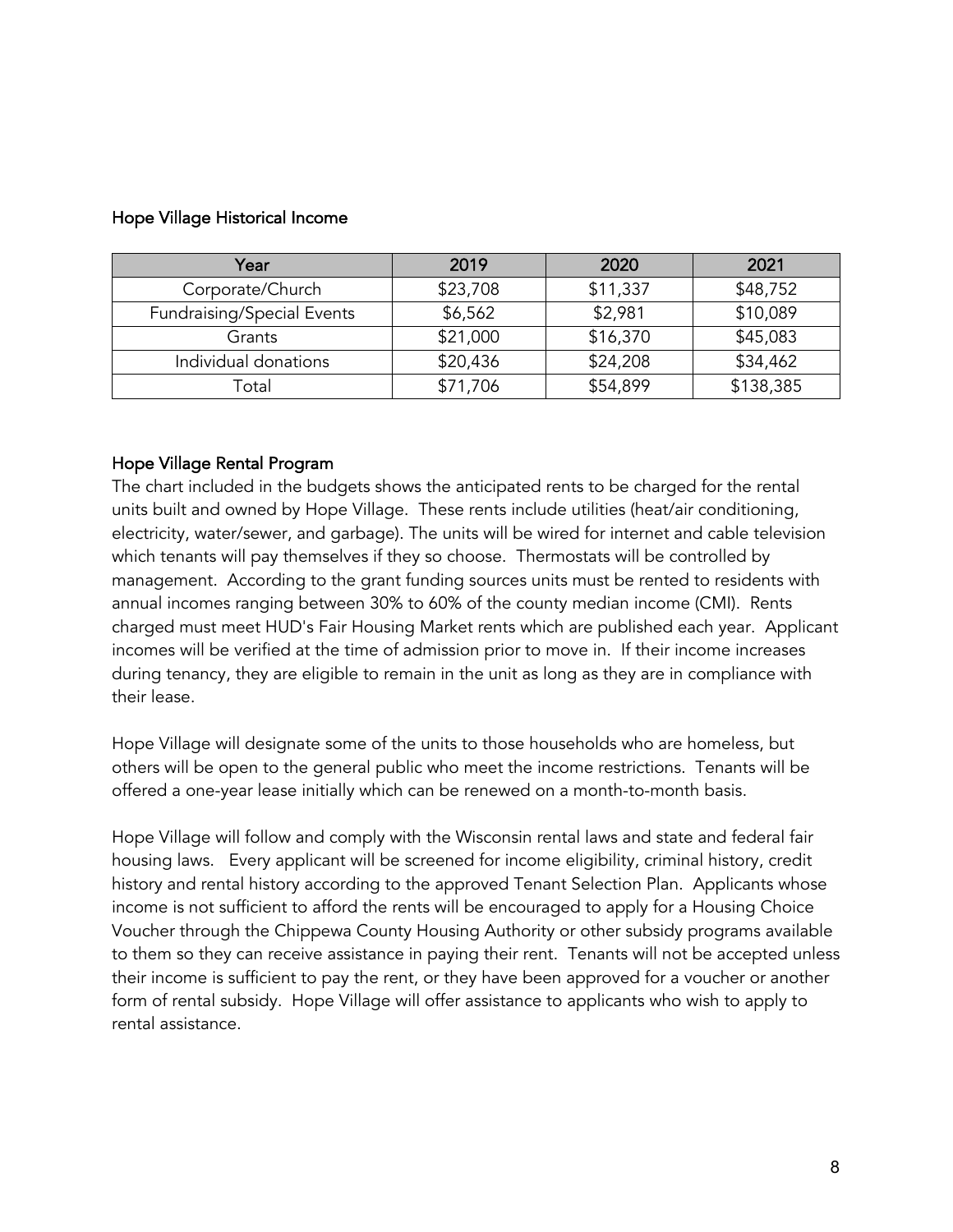Hope Village Historical Income

| Year | 2019 | 2020 | 2021 |
|---|---|---|---|
| Corporate/Church | $23,708 | $11,337 | $48,752 |
| Fundraising/Special Events | $6,562 | $2,981 | $10,089 |
| Grants | $21,000 | $16,370 | $45,083 |
| Individual donations | $20,436 | $24,208 | $34,462 |
| Total | $71,706 | $54,899 | $138,385 |

## Hope Village Rental Program

The chart included in the budgets shows the anticipated rents to be charged for the rental units built and owned by Hope Village. These rents include utilities (heat/air conditioning, electricity, water/sewer, and garbage). The units will be wired for internet and cable television which tenants will pay themselves if they so choose. Thermostats will be controlled by management. According to the grant funding sources units must be rented to residents with annual incomes ranging between 30% to 60% of the county median income (CMI). Rents charged must meet HUD's Fair Housing Market rents which are published each year. Applicant incomes will be verified at the time of admission prior to move in. If their income increases during tenancy, they are eligible to remain in the unit as long as they are in compliance with their lease.

Hope Village will designate some of the units to those households who are homeless, but others will be open to the general public who meet the income restrictions. Tenants will be offered a one-year lease initially which can be renewed on a month-to-month basis.

Hope Village will follow and comply with the Wisconsin rental laws and state and federal fair housing laws. Every applicant will be screened for income eligibility, criminal history, credit history and rental history according to the approved Tenant Selection Plan. Applicants whose income is not sufficient to afford the rents will be encouraged to apply for a Housing Choice Voucher through the Chippewa County Housing Authority or other subsidy programs available to them so they can receive assistance in paying their rent. Tenants will not be accepted unless their income is sufficient to pay the rent, or they have been approved for a voucher or another form of rental subsidy. Hope Village will offer assistance to applicants who wish to apply to rental assistance.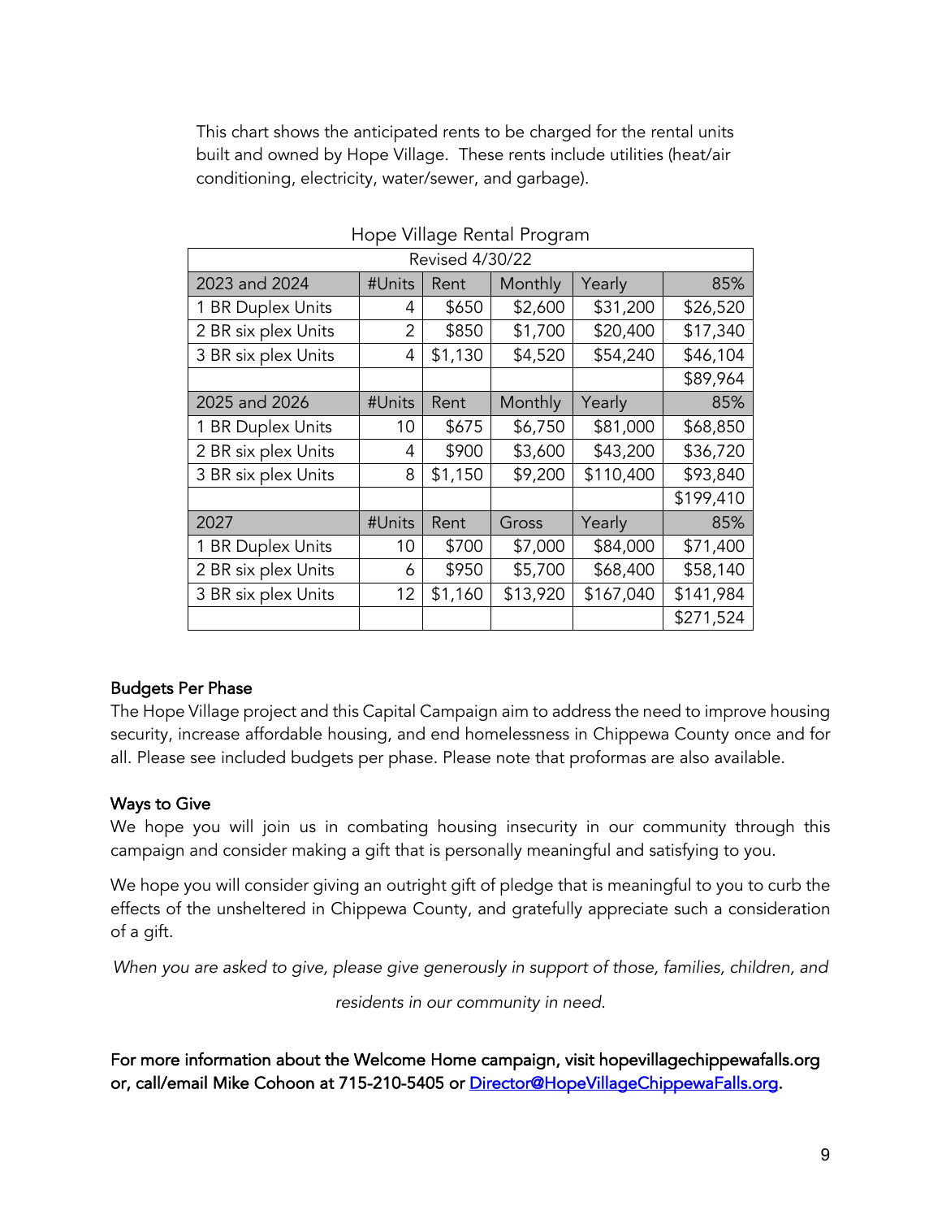This chart shows the anticipated rents to be charged for the rental units built and owned by Hope Village. These rents include utilities (heat/air conditioning, electricity, water/sewer, and garbage).

Hope Village Rental Program

| Revised 4/30/22 | | | | | |
|---|---|---|---|---|---|
| 2023 and 2024 | #Units | Rent | Monthly | Yearly | 85% |
| 1 BR Duplex Units | 4 | $650 | $2,600 | $31,200 | $26,520 |
| 2 BR six plex Units | 2 | $850 | $1,700 | $20,400 | $17,340 |
| 3 BR six plex Units | 4 | $1,130 | $4,520 | $54,240 | $46,104 |
| | | | | | $89,964 |
| 2025 and 2026 | #Units | Rent | Monthly | Yearly | 85% |
| 1 BR Duplex Units | 10 | $675 | $6,750 | $81,000 | $68,850 |
| 2 BR six plex Units | 4 | $900 | $3,600 | $43,200 | $36,720 |
| 3 BR six plex Units | 8 | $1,150 | $9,200 | $110,400 | $93,840 |
| | | | | | $199,410 |
| 2027 | #Units | Rent | Gross | Yearly | 85% |
| 1 BR Duplex Units | 10 | $700 | $7,000 | $84,000 | $71,400 |
| 2 BR six plex Units | 6 | $950 | $5,700 | $68,400 | $58,140 |
| 3 BR six plex Units | 12 | $1,160 | $13,920 | $167,040 | $141,984 |
| | | | | | $271,524 |

## Budgets Per Phase

The Hope Village project and this Capital Campaign aim to address the need to improve housing security, increase affordable housing, and end homelessness in Chippewa County once and for all. Please see included budgets per phase. Please note that proformas are also available.

## Ways to Give

We hope you will join us in combating housing insecurity in our community through this campaign and consider making a gift that is personally meaningful and satisfying to you.

We hope you will consider giving an outright gift of pledge that is meaningful to you to curb the effects of the unsheltered in Chippewa County, and gratefully appreciate such a consideration of a gift.

*When you are asked to give, please give generously in support of those, families, children, and residents in our community in need.*

For more information about the Welcome Home campaign, visit hopevillagechippewafalls.org or, call/email Mike Cohoon at 715-210-5405 or Director@HopeVillageChippewaFalls.org.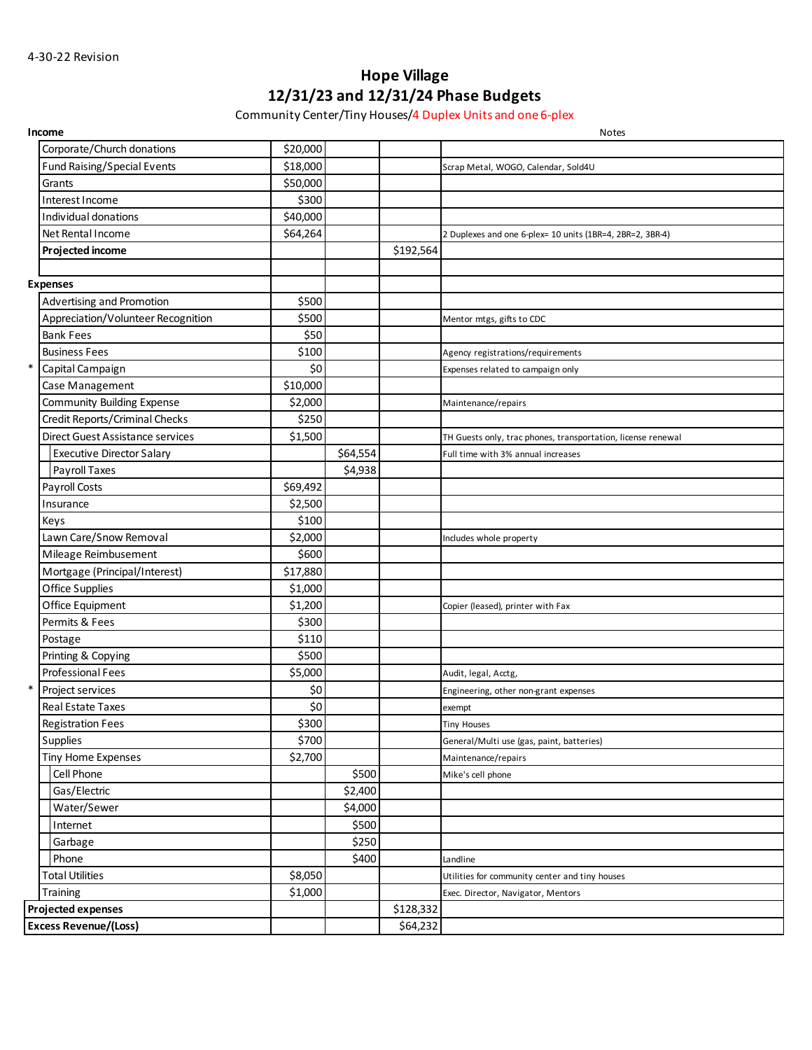4-30-22 Revision

# Hope Village

## 12/31/23 and 12/31/24 Phase Budgets

Community Center/Tiny Houses/4 Duplex Units and one 6-plex

| | **Income** | | | | Notes |
|---|---|---|---|---|---|
| | Corporate/Church donations | $20,000 | | | |
| | Fund Raising/Special Events | $18,000 | | | Scrap Metal, WOGO, Calendar, Sold4U |
| | Grants | $50,000 | | | |
| | Interest Income | $300 | | | |
| | Individual donations | $40,000 | | | |
| | Net Rental Income | $64,264 | | | 2 Duplexes and one 6-plex= 10 units (1BR=4, 2BR=2, 3BR-4) |
| | **Projected income** | | | $192,564 | |
| | | | | | |
| | **Expenses** | | | | |
| | Advertising and Promotion | $500 | | | |
| | Appreciation/Volunteer Recognition | $500 | | | Mentor mtgs, gifts to CDC |
| | Bank Fees | $50 | | | |
| | Business Fees | $100 | | | Agency registrations/requirements |
| * | Capital Campaign | $0 | | | Expenses related to campaign only |
| | Case Management | $10,000 | | | |
| | Community Building Expense | $2,000 | | | Maintenance/repairs |
| | Credit Reports/Criminal Checks | $250 | | | |
| | Direct Guest Assistance services | $1,500 | | | TH Guests only, trac phones, transportation, license renewal |
| | Executive Director Salary | | $64,554 | | Full time with 3% annual increases |
| | Payroll Taxes | | $4,938 | | |
| | Payroll Costs | $69,492 | | | |
| | Insurance | $2,500 | | | |
| | Keys | $100 | | | |
| | Lawn Care/Snow Removal | $2,000 | | | Includes whole property |
| | Mileage Reimbursement | $600 | | | |
| | Mortgage (Principal/Interest) | $17,880 | | | |
| | Office Supplies | $1,000 | | | |
| | Office Equipment | $1,200 | | | Copier (leased), printer with Fax |
| | Permits & Fees | $300 | | | |
| | Postage | $110 | | | |
| | Printing & Copying | $500 | | | |
| | Professional Fees | $5,000 | | | Audit, legal, Acctg, |
| * | Project services | $0 | | | Engineering, other non-grant expenses |
| | Real Estate Taxes | $0 | | | exempt |
| | Registration Fees | $300 | | | Tiny Houses |
| | Supplies | $700 | | | General/Multi use (gas, paint, batteries) |
| | Tiny Home Expenses | $2,700 | | | Maintenance/repairs |
| | Cell Phone | | $500 | | Mike's cell phone |
| | Gas/Electric | | $2,400 | | |
| | Water/Sewer | | $4,000 | | |
| | Internet | | $500 | | |
| | Garbage | | $250 | | |
| | Phone | | $400 | | Landline |
| | Total Utilities | $8,050 | | | Utilities for community center and tiny houses |
| | Training | $1,000 | | | Exec. Director, Navigator, Mentors |
| | **Projected expenses** | | | $128,332 | |
| | **Excess Revenue/(Loss)** | | | $64,232 | |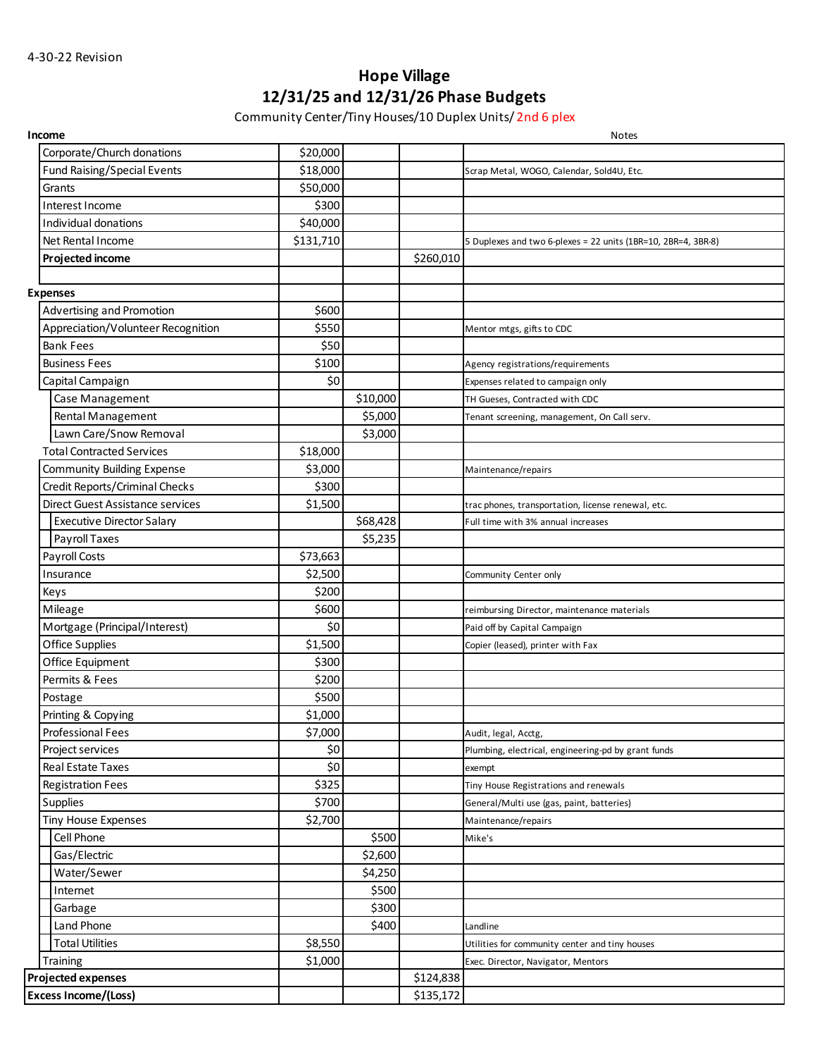4-30-22 Revision

# Hope Village

## 12/31/25 and 12/31/26 Phase Budgets

Community Center/Tiny Houses/10 Duplex Units/ 2nd 6 plex

| Income | | | | Notes |
|---|---|---|---|---|
| Corporate/Church donations | $20,000 | | | |
| Fund Raising/Special Events | $18,000 | | | Scrap Metal, WOGO, Calendar, Sold4U, Etc. |
| Grants | $50,000 | | | |
| Interest Income | $300 | | | |
| Individual donations | $40,000 | | | |
| Net Rental Income | $131,710 | | | 5 Duplexes and two 6-plexes = 22 units (1BR=10, 2BR=4, 3BR-8) |
| **Projected income** | | | $260,010 | |
| | | | | |
| **Expenses** | | | | |
| Advertising and Promotion | $600 | | | |
| Appreciation/Volunteer Recognition | $550 | | | Mentor mtgs, gifts to CDC |
| Bank Fees | $50 | | | |
| Business Fees | $100 | | | Agency registrations/requirements |
| Capital Campaign | $0 | | | Expenses related to campaign only |
| Case Management | | $10,000 | | TH Gueses, Contracted with CDC |
| Rental Management | | $5,000 | | Tenant screening, management, On Call serv. |
| Lawn Care/Snow Removal | | $3,000 | | |
| Total Contracted Services | $18,000 | | | |
| Community Building Expense | $3,000 | | | Maintenance/repairs |
| Credit Reports/Criminal Checks | $300 | | | |
| Direct Guest Assistance services | $1,500 | | | trac phones, transportation, license renewal, etc. |
| Executive Director Salary | | $68,428 | | Full time with 3% annual increases |
| Payroll Taxes | | $5,235 | | |
| Payroll Costs | $73,663 | | | |
| Insurance | $2,500 | | | Community Center only |
| Keys | $200 | | | |
| Mileage | $600 | | | reimbursing Director, maintenance materials |
| Mortgage (Principal/Interest) | $0 | | | Paid off by Capital Campaign |
| Office Supplies | $1,500 | | | Copier (leased), printer with Fax |
| Office Equipment | $300 | | | |
| Permits & Fees | $200 | | | |
| Postage | $500 | | | |
| Printing & Copying | $1,000 | | | |
| Professional Fees | $7,000 | | | Audit, legal, Acctg, |
| Project services | $0 | | | Plumbing, electrical, engineering-pd by grant funds |
| Real Estate Taxes | $0 | | | exempt |
| Registration Fees | $325 | | | Tiny House Registrations and renewals |
| Supplies | $700 | | | General/Multi use (gas, paint, batteries) |
| Tiny House Expenses | $2,700 | | | Maintenance/repairs |
| Cell Phone | | $500 | | Mike's |
| Gas/Electric | | $2,600 | | |
| Water/Sewer | | $4,250 | | |
| Internet | | $500 | | |
| Garbage | | $300 | | |
| Land Phone | | $400 | | Landline |
| Total Utilities | $8,550 | | | Utilities for community center and tiny houses |
| Training | $1,000 | | | Exec. Director, Navigator, Mentors |
| **Projected expenses** | | | $124,838 | |
| **Excess Income/(Loss)** | | | $135,172 | |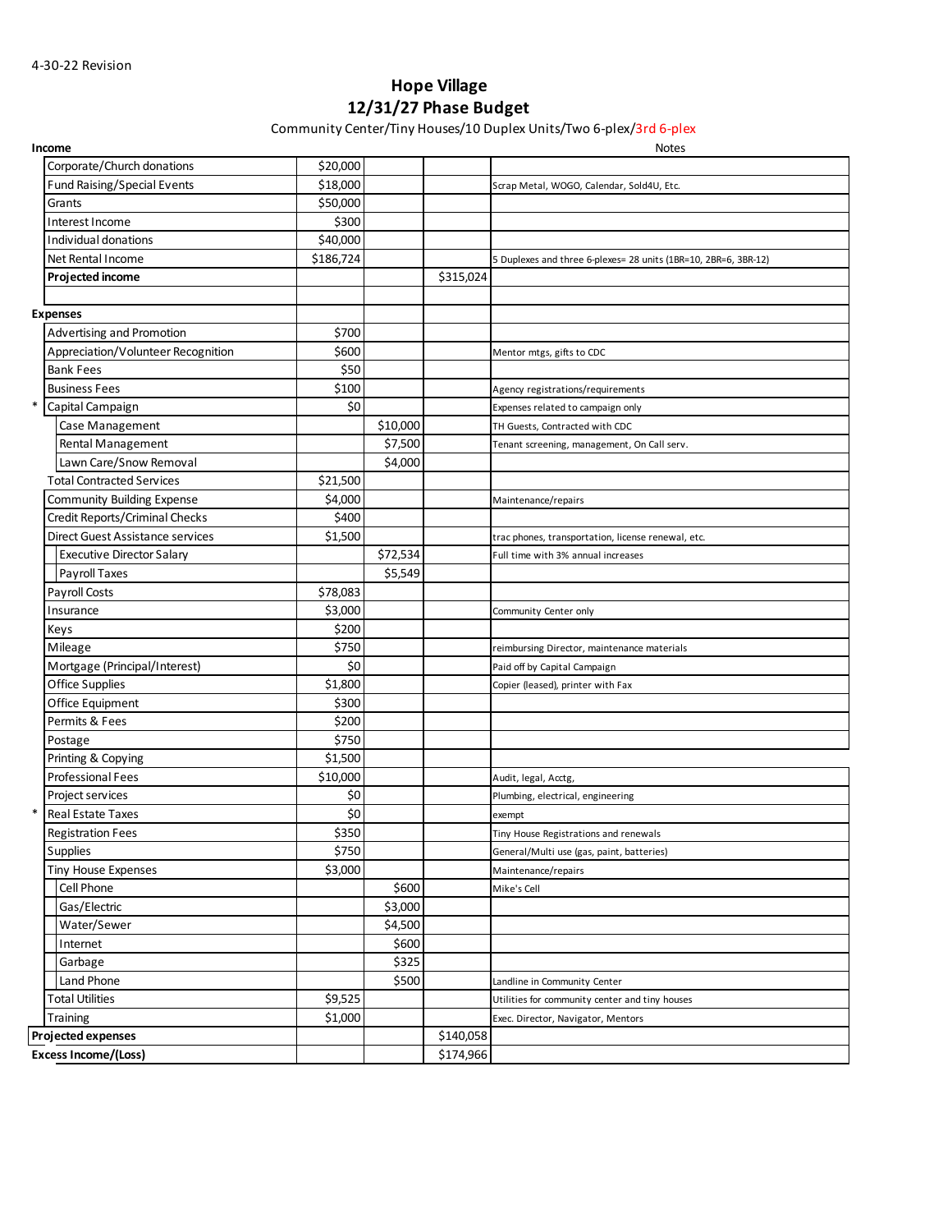4-30-22 Revision

# Hope Village

## 12/31/27 Phase Budget

Community Center/Tiny Houses/10 Duplex Units/Two 6-plex/3rd 6-plex

| Income | | | | Notes |
|---|---|---|---|---|
| Corporate/Church donations | $20,000 | | | |
| Fund Raising/Special Events | $18,000 | | | Scrap Metal, WOGO, Calendar, Sold4U, Etc. |
| Grants | $50,000 | | | |
| Interest Income | $300 | | | |
| Individual donations | $40,000 | | | |
| Net Rental Income | $186,724 | | | 5 Duplexes and three 6-plexes= 28 units (1BR=10, 2BR=6, 3BR-12) |
| **Projected income** | | | $315,024 | |
| | | | | |
| **Expenses** | | | | |
| Advertising and Promotion | $700 | | | |
| Appreciation/Volunteer Recognition | $600 | | | Mentor mtgs, gifts to CDC |
| Bank Fees | $50 | | | |
| Business Fees | $100 | | | Agency registrations/requirements |
| * Capital Campaign | $0 | | | Expenses related to campaign only |
| Case Management | | $10,000 | | TH Guests, Contracted with CDC |
| Rental Management | | $7,500 | | Tenant screening, management, On Call serv. |
| Lawn Care/Snow Removal | | $4,000 | | |
| Total Contracted Services | $21,500 | | | |
| Community Building Expense | $4,000 | | | Maintenance/repairs |
| Credit Reports/Criminal Checks | $400 | | | |
| Direct Guest Assistance services | $1,500 | | | trac phones, transportation, license renewal, etc. |
| Executive Director Salary | | $72,534 | | Full time with 3% annual increases |
| Payroll Taxes | | $5,549 | | |
| Payroll Costs | $78,083 | | | |
| Insurance | $3,000 | | | Community Center only |
| Keys | $200 | | | |
| Mileage | $750 | | | reimbursing Director, maintenance materials |
| Mortgage (Principal/Interest) | $0 | | | Paid off by Capital Campaign |
| Office Supplies | $1,800 | | | Copier (leased), printer with Fax |
| Office Equipment | $300 | | | |
| Permits & Fees | $200 | | | |
| Postage | $750 | | | |
| Printing & Copying | $1,500 | | | |
| Professional Fees | $10,000 | | | Audit, legal, Acctg, |
| Project services | $0 | | | Plumbing, electrical, engineering |
| * Real Estate Taxes | $0 | | | exempt |
| Registration Fees | $350 | | | Tiny House Registrations and renewals |
| Supplies | $750 | | | General/Multi use (gas, paint, batteries) |
| Tiny House Expenses | $3,000 | | | Maintenance/repairs |
| Cell Phone | | $600 | | Mike's Cell |
| Gas/Electric | | $3,000 | | |
| Water/Sewer | | $4,500 | | |
| Internet | | $600 | | |
| Garbage | | $325 | | |
| Land Phone | | $500 | | Landline in Community Center |
| Total Utilities | $9,525 | | | Utilities for community center and tiny houses |
| Training | $1,000 | | | Exec. Director, Navigator, Mentors |
| **Projected expenses** | | | $140,058 | |
| **Excess Income/(Loss)** | | | $174,966 | |